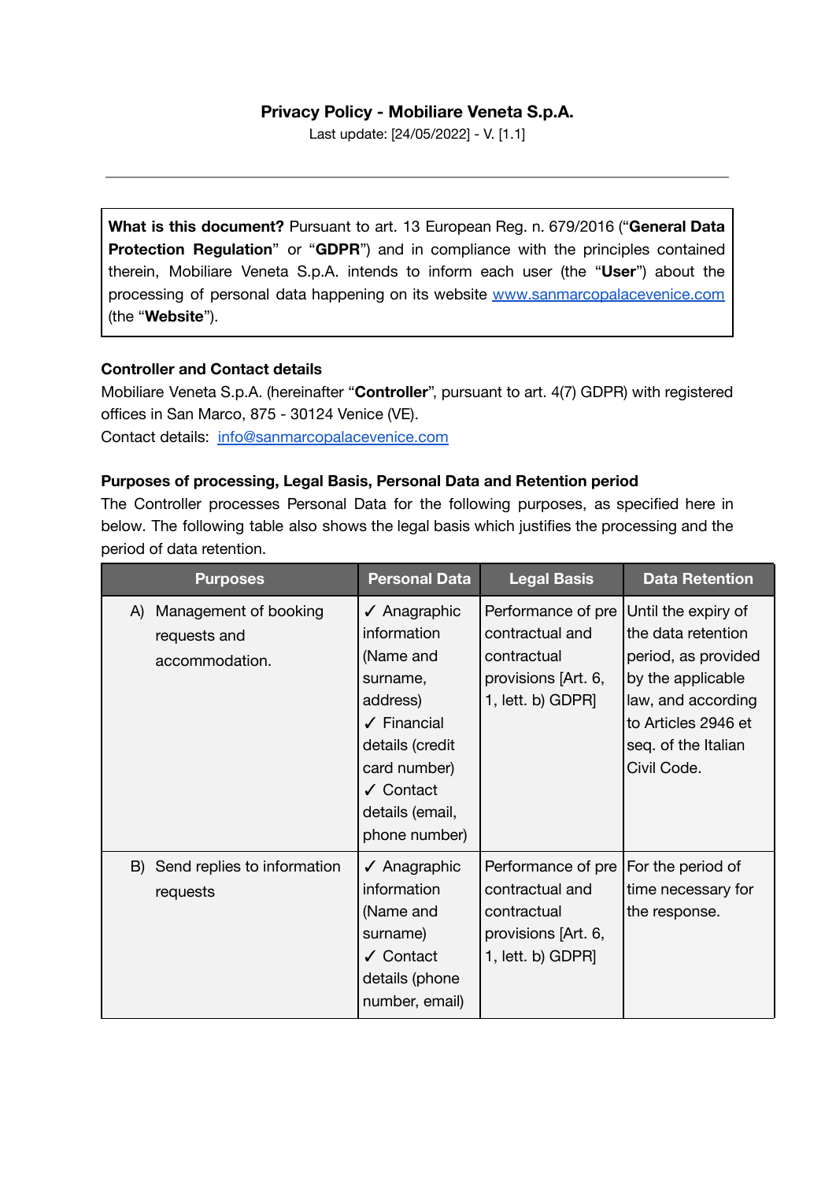**Privacy Policy - Mobiliare Veneta S.p.A.**

Last update: [24/05/2022] - V. [1.1]

---

**What is this document?** Pursuant to art. 13 European Reg. n. 679/2016 ("**General Data Protection Regulation**" or "**GDPR**") and in compliance with the principles contained therein, Mobiliare Veneta S.p.A. intends to inform each user (the "**User**") about the processing of personal data happening on its website www.sanmarcopalacevenice.com (the "**Website**").

**Controller and Contact details**

Mobiliare Veneta S.p.A. (hereinafter "**Controller**", pursuant to art. 4(7) GDPR) with registered offices in San Marco, 875 - 30124 Venice (VE).

Contact details: info@sanmarcopalacevenice.com

**Purposes of processing, Legal Basis, Personal Data and Retention period**

The Controller processes Personal Data for the following purposes, as specified here in below. The following table also shows the legal basis which justifies the processing and the period of data retention.

| Purposes | Personal Data | Legal Basis | Data Retention |
|---|---|---|---|
| A) Management of booking requests and accommodation. | ✓ Anagraphic information (Name and surname, address) ✓ Financial details (credit card number) ✓ Contact details (email, phone number) | Performance of pre contractual and contractual provisions [Art. 6, 1, lett. b) GDPR] | Until the expiry of the data retention period, as provided by the applicable law, and according to Articles 2946 et seq. of the Italian Civil Code. |
| B) Send replies to information requests | ✓ Anagraphic information (Name and surname) ✓ Contact details (phone number, email) | Performance of pre contractual and contractual provisions [Art. 6, 1, lett. b) GDPR] | For the period of time necessary for the response. |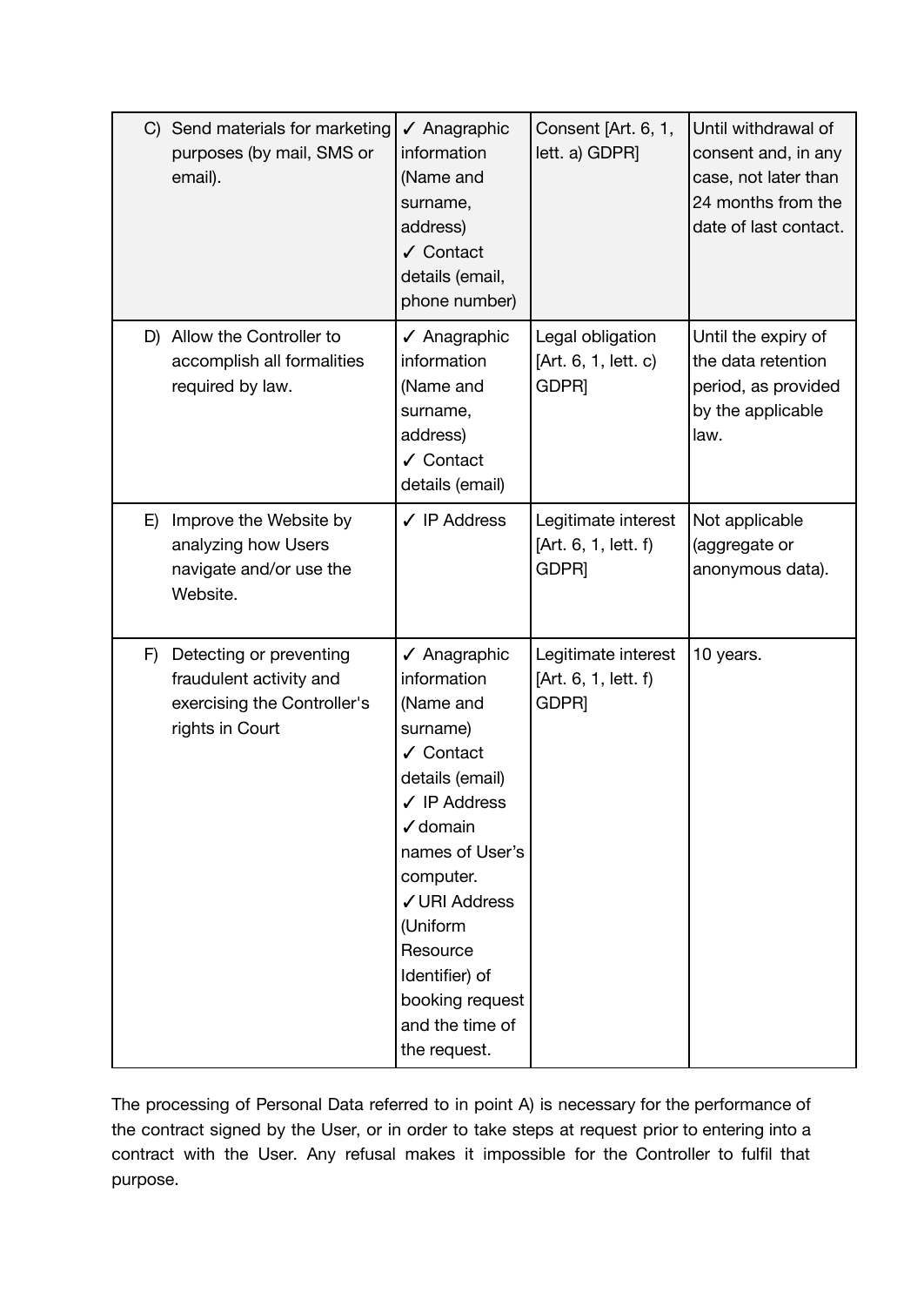| | | | |
|---|---|---|---|
| C) Send materials for marketing purposes (by mail, SMS or email). | ✓ Anagraphic information (Name and surname, address)<br>✓ Contact details (email, phone number) | Consent [Art. 6, 1, lett. a) GDPR] | Until withdrawal of consent and, in any case, not later than 24 months from the date of last contact. |
| D) Allow the Controller to accomplish all formalities required by law. | ✓ Anagraphic information (Name and surname, address)<br>✓ Contact details (email) | Legal obligation [Art. 6, 1, lett. c) GDPR] | Until the expiry of the data retention period, as provided by the applicable law. |
| E) Improve the Website by analyzing how Users navigate and/or use the Website. | ✓ IP Address | Legitimate interest [Art. 6, 1, lett. f) GDPR] | Not applicable (aggregate or anonymous data). |
| F) Detecting or preventing fraudulent activity and exercising the Controller's rights in Court | ✓ Anagraphic information (Name and surname)<br>✓ Contact details (email)<br>✓ IP Address<br>✓ domain names of User's computer.<br>✓ URI Address (Uniform Resource Identifier) of booking request and the time of the request. | Legitimate interest [Art. 6, 1, lett. f) GDPR] | 10 years. |

The processing of Personal Data referred to in point A) is necessary for the performance of the contract signed by the User, or in order to take steps at request prior to entering into a contract with the User. Any refusal makes it impossible for the Controller to fulfil that purpose.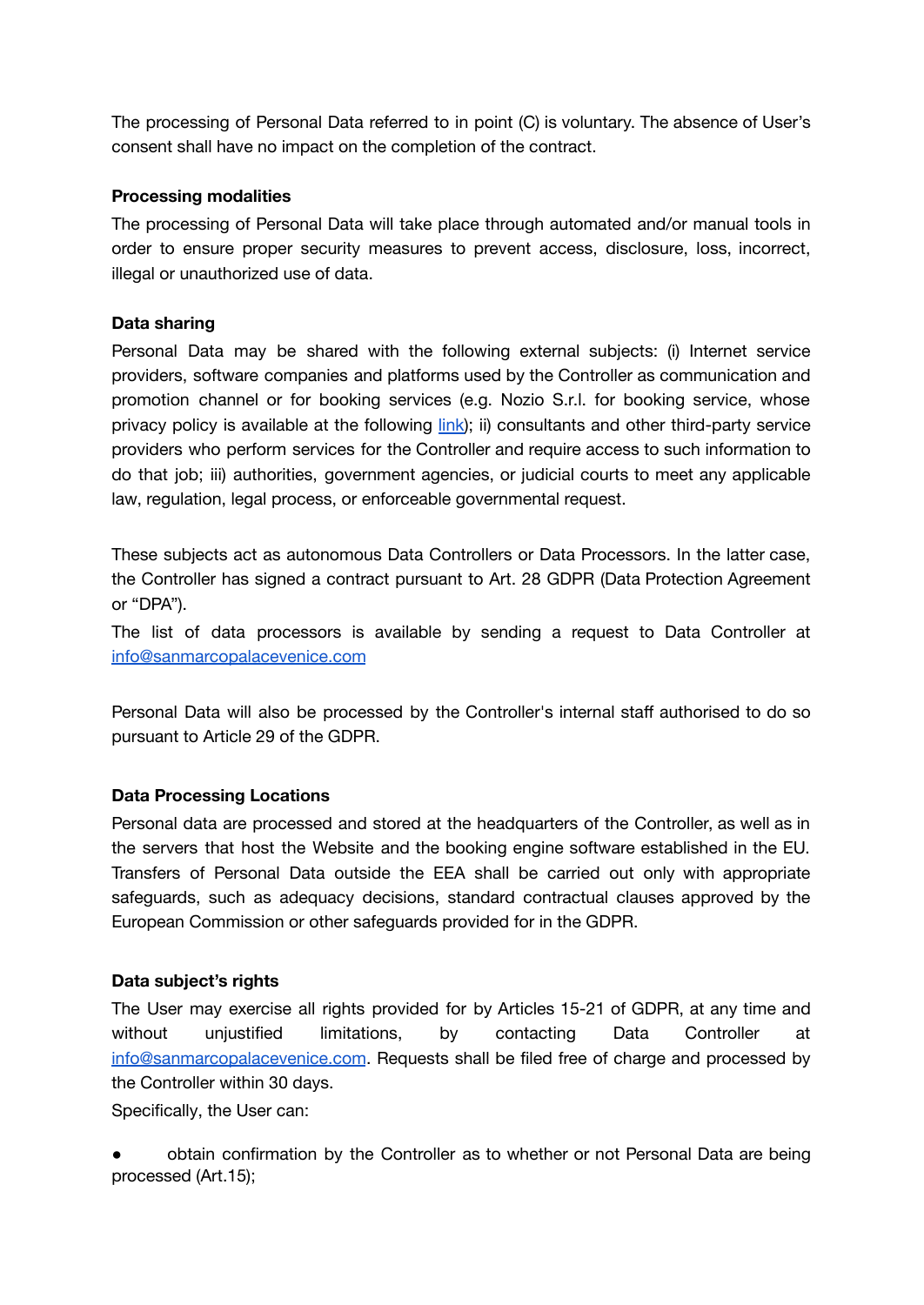The processing of Personal Data referred to in point (C) is voluntary. The absence of User's consent shall have no impact on the completion of the contract.

**Processing modalities**

The processing of Personal Data will take place through automated and/or manual tools in order to ensure proper security measures to prevent access, disclosure, loss, incorrect, illegal or unauthorized use of data.

**Data sharing**

Personal Data may be shared with the following external subjects: (i) Internet service providers, software companies and platforms used by the Controller as communication and promotion channel or for booking services (e.g. Nozio S.r.l. for booking service, whose privacy policy is available at the following link); ii) consultants and other third-party service providers who perform services for the Controller and require access to such information to do that job; iii) authorities, government agencies, or judicial courts to meet any applicable law, regulation, legal process, or enforceable governmental request.

These subjects act as autonomous Data Controllers or Data Processors. In the latter case, the Controller has signed a contract pursuant to Art. 28 GDPR (Data Protection Agreement or "DPA").

The list of data processors is available by sending a request to Data Controller at info@sanmarcopalacevenice.com

Personal Data will also be processed by the Controller's internal staff authorised to do so pursuant to Article 29 of the GDPR.

**Data Processing Locations**

Personal data are processed and stored at the headquarters of the Controller, as well as in the servers that host the Website and the booking engine software established in the EU. Transfers of Personal Data outside the EEA shall be carried out only with appropriate safeguards, such as adequacy decisions, standard contractual clauses approved by the European Commission or other safeguards provided for in the GDPR.

**Data subject's rights**

The User may exercise all rights provided for by Articles 15-21 of GDPR, at any time and without unjustified limitations, by contacting Data Controller at info@sanmarcopalacevenice.com. Requests shall be filed free of charge and processed by the Controller within 30 days.

Specifically, the User can:

- obtain confirmation by the Controller as to whether or not Personal Data are being processed (Art.15);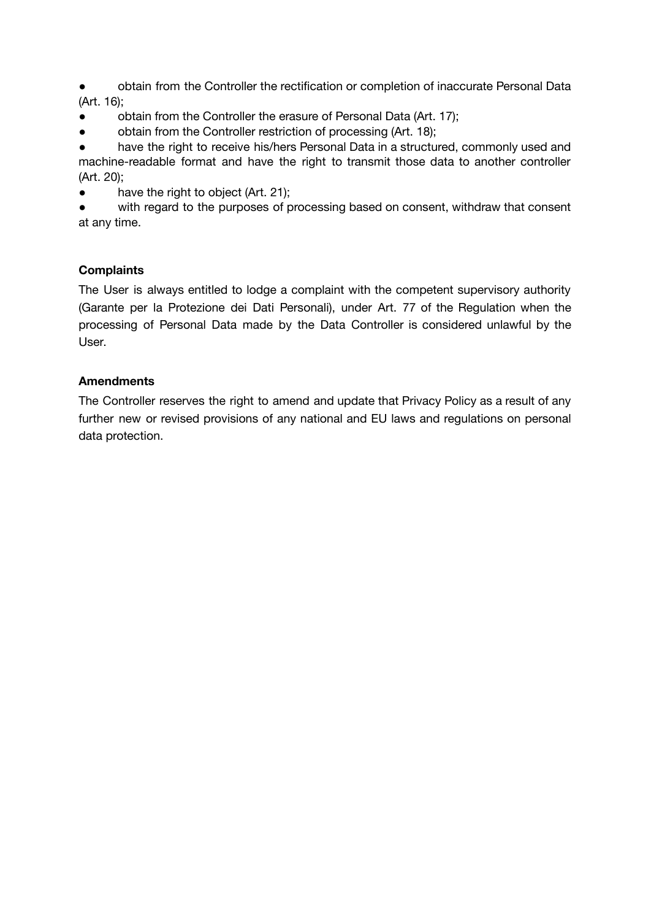- obtain from the Controller the rectification or completion of inaccurate Personal Data (Art. 16);
- obtain from the Controller the erasure of Personal Data (Art. 17);
- obtain from the Controller restriction of processing (Art. 18);
- have the right to receive his/hers Personal Data in a structured, commonly used and machine-readable format and have the right to transmit those data to another controller (Art. 20);
- have the right to object (Art. 21);
- with regard to the purposes of processing based on consent, withdraw that consent at any time.

**Complaints**

The User is always entitled to lodge a complaint with the competent supervisory authority (Garante per la Protezione dei Dati Personali), under Art. 77 of the Regulation when the processing of Personal Data made by the Data Controller is considered unlawful by the User.

**Amendments**

The Controller reserves the right to amend and update that Privacy Policy as a result of any further new or revised provisions of any national and EU laws and regulations on personal data protection.